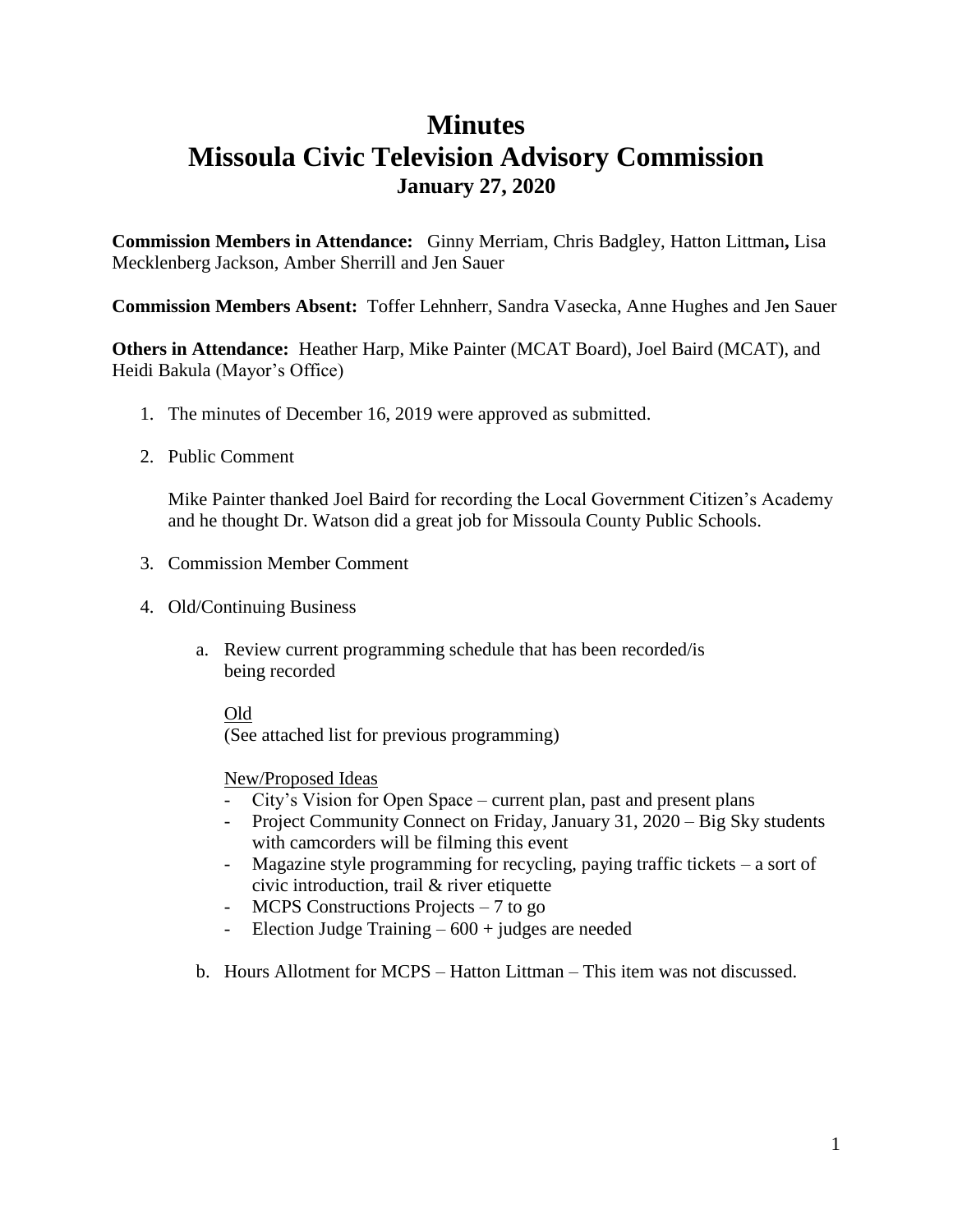# Minutes
# Missoula Civic Television Advisory Commission
### January 27, 2020

**Commission Members in Attendance:** Ginny Merriam, Chris Badgley, Hatton Littman**,** Lisa Mecklenberg Jackson, Amber Sherrill and Jen Sauer

**Commission Members Absent:** Toffer Lehnherr, Sandra Vasecka, Anne Hughes and Jen Sauer

**Others in Attendance:** Heather Harp, Mike Painter (MCAT Board), Joel Baird (MCAT), and Heidi Bakula (Mayor's Office)

1. The minutes of December 16, 2019 were approved as submitted.

2. Public Comment

   Mike Painter thanked Joel Baird for recording the Local Government Citizen's Academy and he thought Dr. Watson did a great job for Missoula County Public Schools.

3. Commission Member Comment

4. Old/Continuing Business

   a. Review current programming schedule that has been recorded/is being recorded

      <u>Old</u>
      (See attached list for previous programming)

      <u>New/Proposed Ideas</u>
      - City's Vision for Open Space – current plan, past and present plans
      - Project Community Connect on Friday, January 31, 2020 – Big Sky students with camcorders will be filming this event
      - Magazine style programming for recycling, paying traffic tickets – a sort of civic introduction, trail & river etiquette
      - MCPS Constructions Projects – 7 to go
      - Election Judge Training – 600 + judges are needed

   b. Hours Allotment for MCPS – Hatton Littman – This item was not discussed.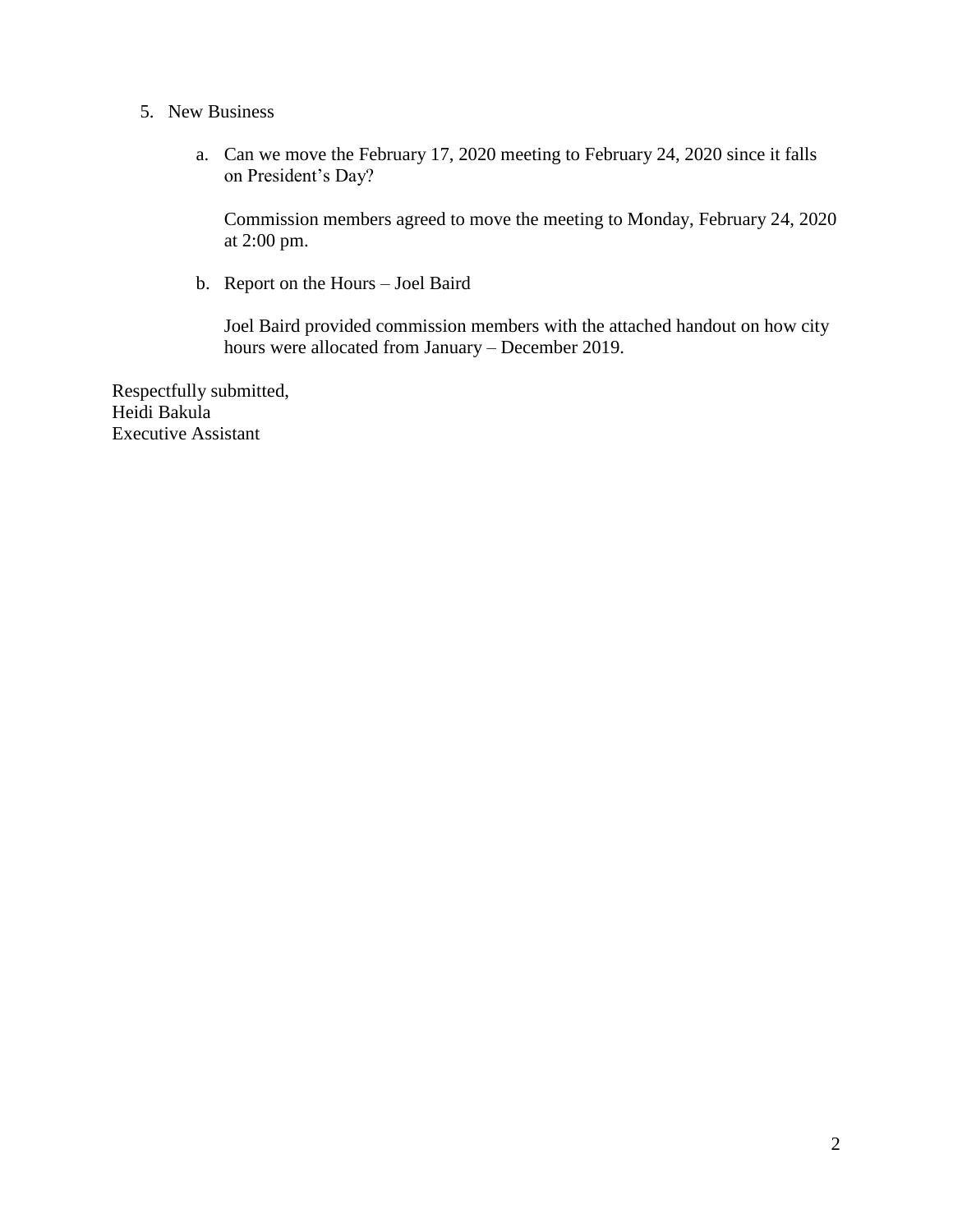5. New Business

   a. Can we move the February 17, 2020 meeting to February 24, 2020 since it falls on President's Day?

      Commission members agreed to move the meeting to Monday, February 24, 2020 at 2:00 pm.

   b. Report on the Hours – Joel Baird

      Joel Baird provided commission members with the attached handout on how city hours were allocated from January – December 2019.

Respectfully submitted,  
Heidi Bakula  
Executive Assistant